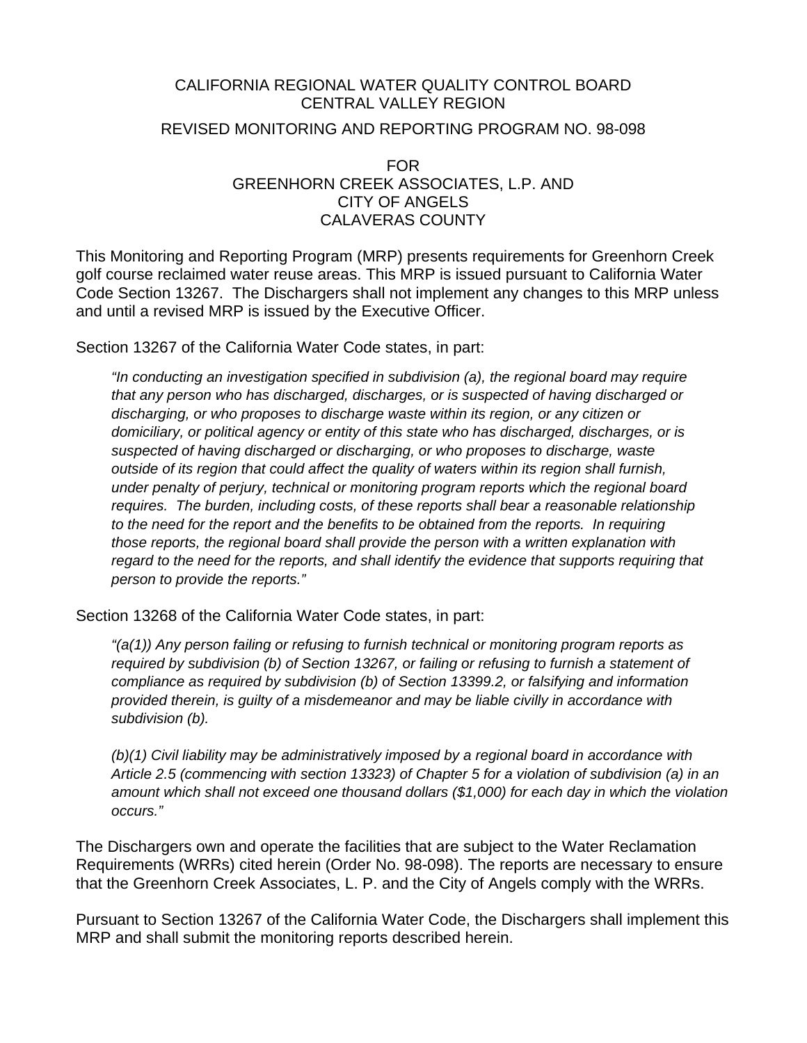# CALIFORNIA REGIONAL WATER QUALITY CONTROL BOARD
# CENTRAL VALLEY REGION

## REVISED MONITORING AND REPORTING PROGRAM NO. 98-098

## FOR
## GREENHORN CREEK ASSOCIATES, L.P. AND
## CITY OF ANGELS
## CALAVERAS COUNTY

This Monitoring and Reporting Program (MRP) presents requirements for Greenhorn Creek golf course reclaimed water reuse areas. This MRP is issued pursuant to California Water Code Section 13267. The Dischargers shall not implement any changes to this MRP unless and until a revised MRP is issued by the Executive Officer.

Section 13267 of the California Water Code states, in part:

> *"In conducting an investigation specified in subdivision (a), the regional board may require that any person who has discharged, discharges, or is suspected of having discharged or discharging, or who proposes to discharge waste within its region, or any citizen or domiciliary, or political agency or entity of this state who has discharged, discharges, or is suspected of having discharged or discharging, or who proposes to discharge, waste outside of its region that could affect the quality of waters within its region shall furnish, under penalty of perjury, technical or monitoring program reports which the regional board requires. The burden, including costs, of these reports shall bear a reasonable relationship to the need for the report and the benefits to be obtained from the reports. In requiring those reports, the regional board shall provide the person with a written explanation with regard to the need for the reports, and shall identify the evidence that supports requiring that person to provide the reports."*

Section 13268 of the California Water Code states, in part:

> *"(a(1)) Any person failing or refusing to furnish technical or monitoring program reports as required by subdivision (b) of Section 13267, or failing or refusing to furnish a statement of compliance as required by subdivision (b) of Section 13399.2, or falsifying and information provided therein, is guilty of a misdemeanor and may be liable civilly in accordance with subdivision (b).*
>
> *(b)(1) Civil liability may be administratively imposed by a regional board in accordance with Article 2.5 (commencing with section 13323) of Chapter 5 for a violation of subdivision (a) in an amount which shall not exceed one thousand dollars ($1,000) for each day in which the violation occurs."*

The Dischargers own and operate the facilities that are subject to the Water Reclamation Requirements (WRRs) cited herein (Order No. 98-098). The reports are necessary to ensure that the Greenhorn Creek Associates, L. P. and the City of Angels comply with the WRRs.

Pursuant to Section 13267 of the California Water Code, the Dischargers shall implement this MRP and shall submit the monitoring reports described herein.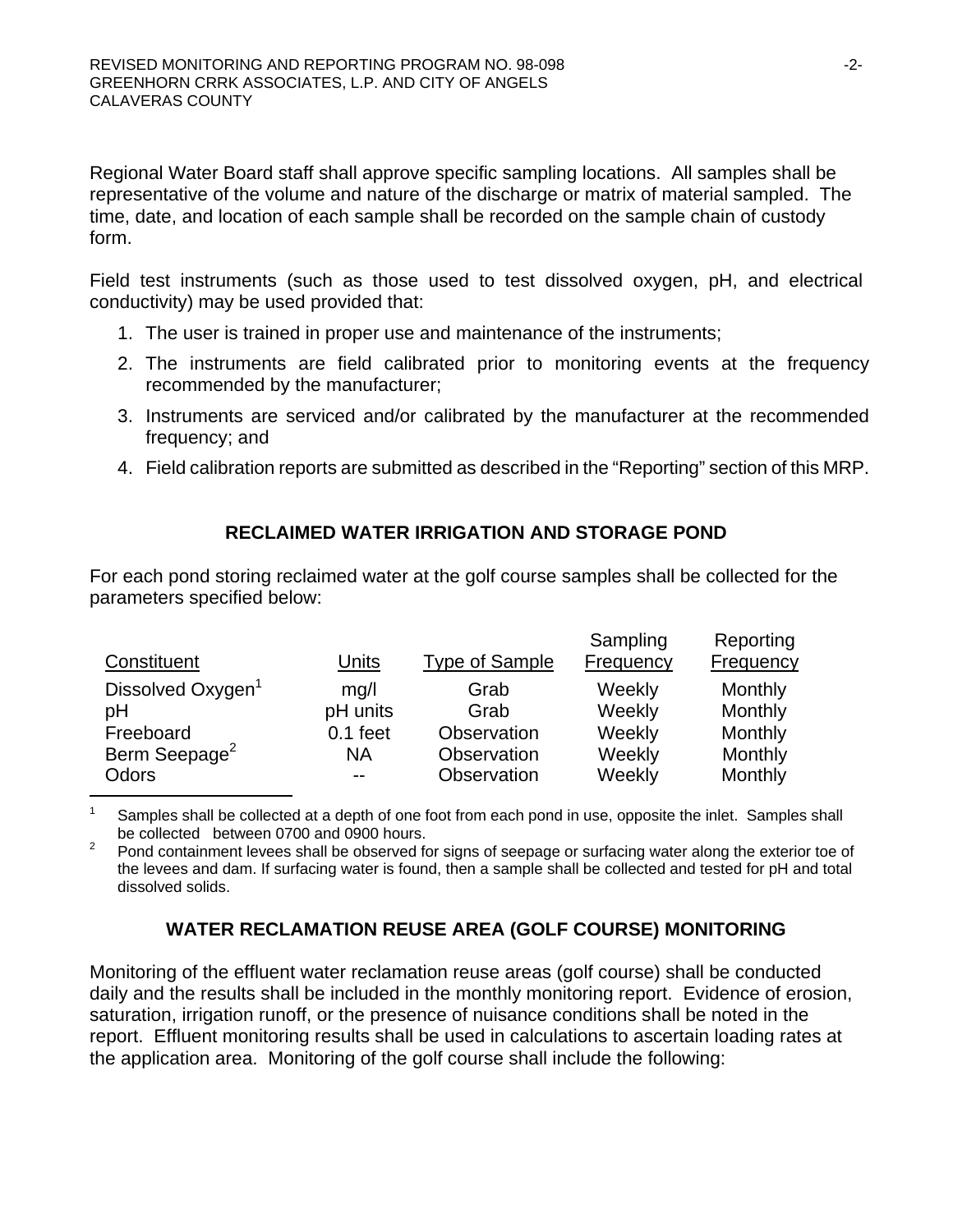Regional Water Board staff shall approve specific sampling locations. All samples shall be representative of the volume and nature of the discharge or matrix of material sampled. The time, date, and location of each sample shall be recorded on the sample chain of custody form.

Field test instruments (such as those used to test dissolved oxygen, pH, and electrical conductivity) may be used provided that:

1. The user is trained in proper use and maintenance of the instruments;
2. The instruments are field calibrated prior to monitoring events at the frequency recommended by the manufacturer;
3. Instruments are serviced and/or calibrated by the manufacturer at the recommended frequency; and
4. Field calibration reports are submitted as described in the "Reporting" section of this MRP.

## RECLAIMED WATER IRRIGATION AND STORAGE POND

For each pond storing reclaimed water at the golf course samples shall be collected for the parameters specified below:

| Constituent | Units | Type of Sample | Sampling Frequency | Reporting Frequency |
|---|---|---|---|---|
| Dissolved Oxygen[1] | mg/l | Grab | Weekly | Monthly |
| pH | pH units | Grab | Weekly | Monthly |
| Freeboard | 0.1 feet | Observation | Weekly | Monthly |
| Berm Seepage[2] | NA | Observation | Weekly | Monthly |
| Odors | -- | Observation | Weekly | Monthly |

[1] Samples shall be collected at a depth of one foot from each pond in use, opposite the inlet. Samples shall be collected between 0700 and 0900 hours.

[2] Pond containment levees shall be observed for signs of seepage or surfacing water along the exterior toe of the levees and dam. If surfacing water is found, then a sample shall be collected and tested for pH and total dissolved solids.

## WATER RECLAMATION REUSE AREA (GOLF COURSE) MONITORING

Monitoring of the effluent water reclamation reuse areas (golf course) shall be conducted daily and the results shall be included in the monthly monitoring report. Evidence of erosion, saturation, irrigation runoff, or the presence of nuisance conditions shall be noted in the report. Effluent monitoring results shall be used in calculations to ascertain loading rates at the application area. Monitoring of the golf course shall include the following: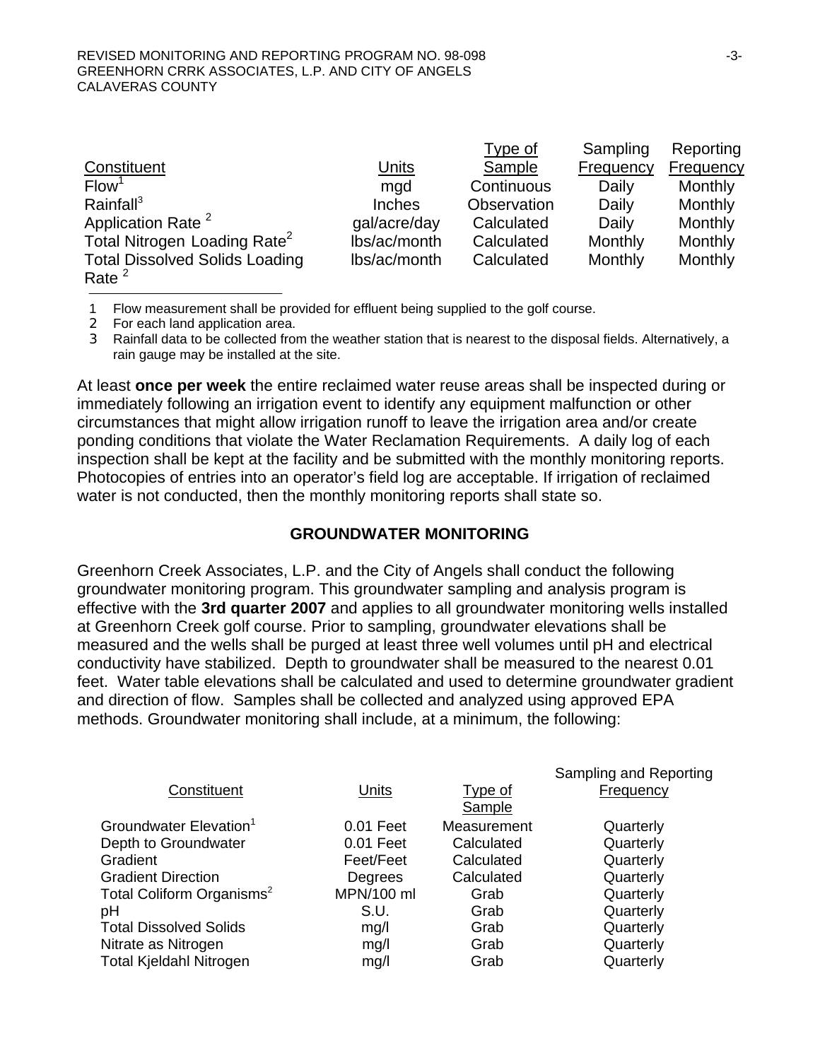| Constituent | Units | Type of Sample | Sampling Frequency | Reporting Frequency |
|---|---|---|---|---|
| Flow[1] | mgd | Continuous | Daily | Monthly |
| Rainfall[3] | Inches | Observation | Daily | Monthly |
| Application Rate [2] | gal/acre/day | Calculated | Daily | Monthly |
| Total Nitrogen Loading Rate[2] | lbs/ac/month | Calculated | Monthly | Monthly |
| Total Dissolved Solids Loading Rate [2] | lbs/ac/month | Calculated | Monthly | Monthly |

1 Flow measurement shall be provided for effluent being supplied to the golf course.
2 For each land application area.
3 Rainfall data to be collected from the weather station that is nearest to the disposal fields. Alternatively, a rain gauge may be installed at the site.

At least **once per week** the entire reclaimed water reuse areas shall be inspected during or immediately following an irrigation event to identify any equipment malfunction or other circumstances that might allow irrigation runoff to leave the irrigation area and/or create ponding conditions that violate the Water Reclamation Requirements. A daily log of each inspection shall be kept at the facility and be submitted with the monthly monitoring reports. Photocopies of entries into an operator's field log are acceptable. If irrigation of reclaimed water is not conducted, then the monthly monitoring reports shall state so.

## GROUNDWATER MONITORING

Greenhorn Creek Associates, L.P. and the City of Angels shall conduct the following groundwater monitoring program. This groundwater sampling and analysis program is effective with the **3rd quarter 2007** and applies to all groundwater monitoring wells installed at Greenhorn Creek golf course. Prior to sampling, groundwater elevations shall be measured and the wells shall be purged at least three well volumes until pH and electrical conductivity have stabilized. Depth to groundwater shall be measured to the nearest 0.01 feet. Water table elevations shall be calculated and used to determine groundwater gradient and direction of flow. Samples shall be collected and analyzed using approved EPA methods. Groundwater monitoring shall include, at a minimum, the following:

| Constituent | Units | Type of Sample | Sampling and Reporting Frequency |
|---|---|---|---|
| Groundwater Elevation[1] | 0.01 Feet | Measurement | Quarterly |
| Depth to Groundwater | 0.01 Feet | Calculated | Quarterly |
| Gradient | Feet/Feet | Calculated | Quarterly |
| Gradient Direction | Degrees | Calculated | Quarterly |
| Total Coliform Organisms[2] | MPN/100 ml | Grab | Quarterly |
| pH | S.U. | Grab | Quarterly |
| Total Dissolved Solids | mg/l | Grab | Quarterly |
| Nitrate as Nitrogen | mg/l | Grab | Quarterly |
| Total Kjeldahl Nitrogen | mg/l | Grab | Quarterly |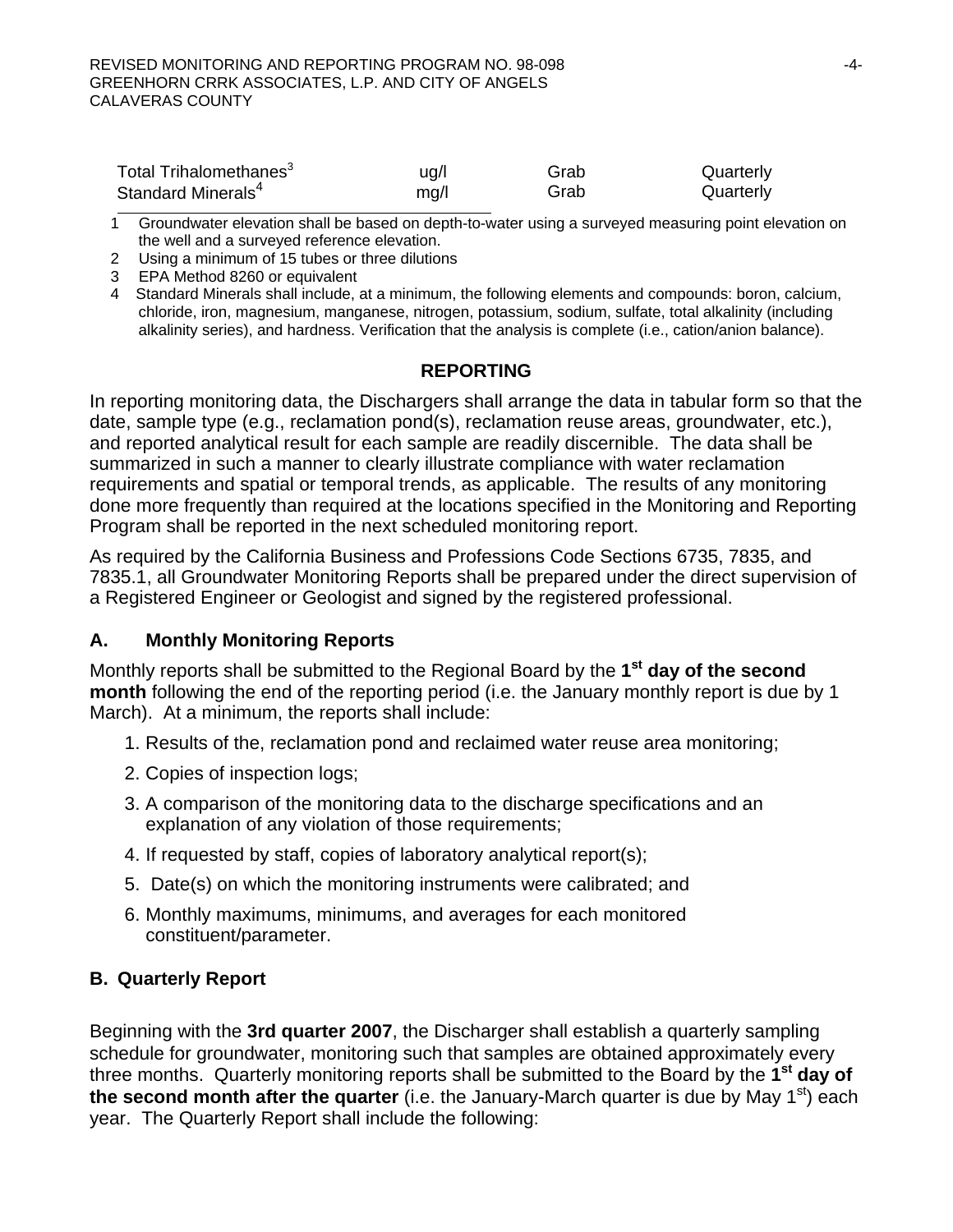| Total Trihalomethanes[3] | ug/l | Grab | Quarterly |
|---|---|---|---|
| Standard Minerals[4] | mg/l | Grab | Quarterly |

1 Groundwater elevation shall be based on depth-to-water using a surveyed measuring point elevation on the well and a surveyed reference elevation.

2 Using a minimum of 15 tubes or three dilutions

3 EPA Method 8260 or equivalent

4 Standard Minerals shall include, at a minimum, the following elements and compounds: boron, calcium, chloride, iron, magnesium, manganese, nitrogen, potassium, sodium, sulfate, total alkalinity (including alkalinity series), and hardness. Verification that the analysis is complete (i.e., cation/anion balance).

## REPORTING

In reporting monitoring data, the Dischargers shall arrange the data in tabular form so that the date, sample type (e.g., reclamation pond(s), reclamation reuse areas, groundwater, etc.), and reported analytical result for each sample are readily discernible. The data shall be summarized in such a manner to clearly illustrate compliance with water reclamation requirements and spatial or temporal trends, as applicable. The results of any monitoring done more frequently than required at the locations specified in the Monitoring and Reporting Program shall be reported in the next scheduled monitoring report.

As required by the California Business and Professions Code Sections 6735, 7835, and 7835.1, all Groundwater Monitoring Reports shall be prepared under the direct supervision of a Registered Engineer or Geologist and signed by the registered professional.

### A. Monthly Monitoring Reports

Monthly reports shall be submitted to the Regional Board by the **1st day of the second month** following the end of the reporting period (i.e. the January monthly report is due by 1 March). At a minimum, the reports shall include:

1. Results of the, reclamation pond and reclaimed water reuse area monitoring;
2. Copies of inspection logs;
3. A comparison of the monitoring data to the discharge specifications and an explanation of any violation of those requirements;
4. If requested by staff, copies of laboratory analytical report(s);
5. Date(s) on which the monitoring instruments were calibrated; and
6. Monthly maximums, minimums, and averages for each monitored constituent/parameter.

### B. Quarterly Report

Beginning with the **3rd quarter 2007**, the Discharger shall establish a quarterly sampling schedule for groundwater, monitoring such that samples are obtained approximately every three months. Quarterly monitoring reports shall be submitted to the Board by the **1st day of the second month after the quarter** (i.e. the January-March quarter is due by May 1st) each year. The Quarterly Report shall include the following: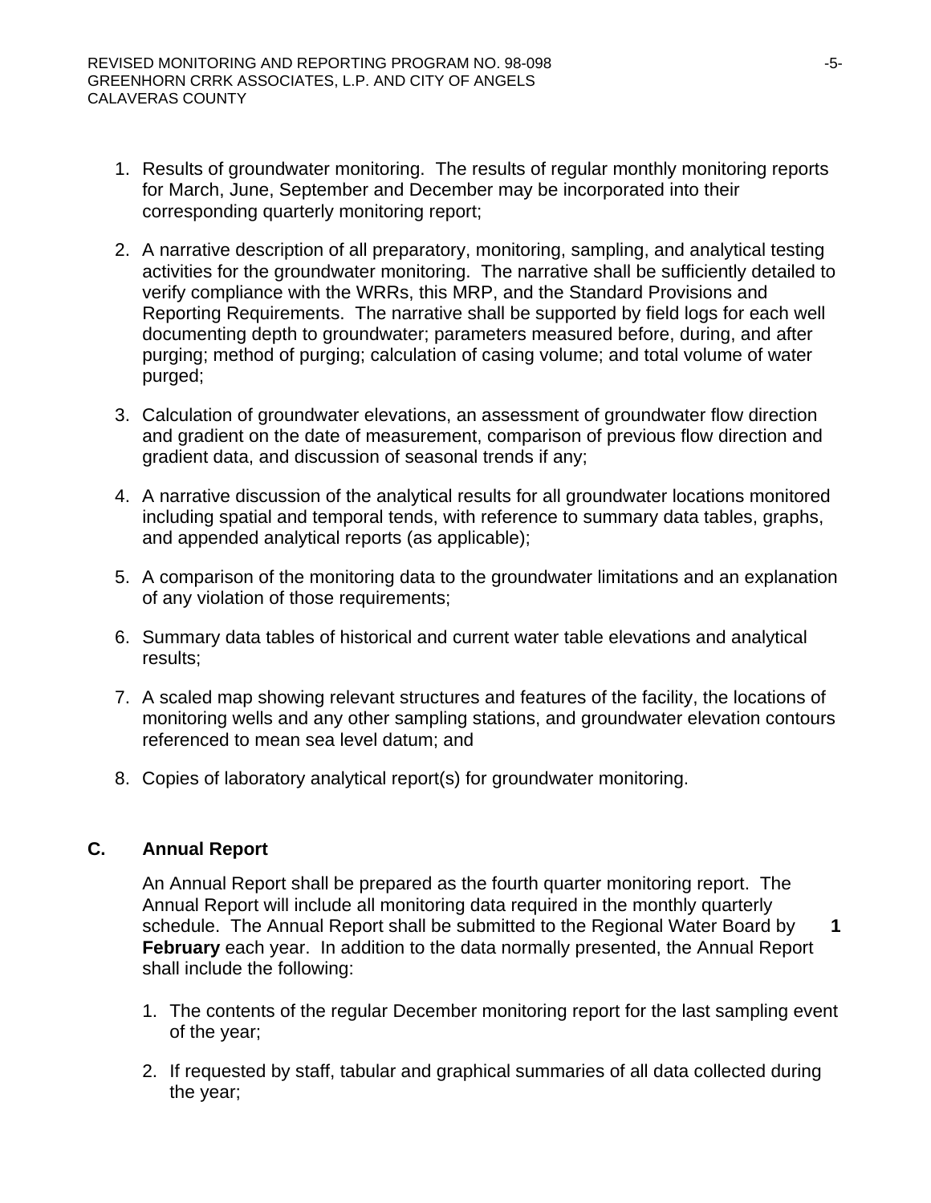1. Results of groundwater monitoring. The results of regular monthly monitoring reports for March, June, September and December may be incorporated into their corresponding quarterly monitoring report;

2. A narrative description of all preparatory, monitoring, sampling, and analytical testing activities for the groundwater monitoring. The narrative shall be sufficiently detailed to verify compliance with the WRRs, this MRP, and the Standard Provisions and Reporting Requirements. The narrative shall be supported by field logs for each well documenting depth to groundwater; parameters measured before, during, and after purging; method of purging; calculation of casing volume; and total volume of water purged;

3. Calculation of groundwater elevations, an assessment of groundwater flow direction and gradient on the date of measurement, comparison of previous flow direction and gradient data, and discussion of seasonal trends if any;

4. A narrative discussion of the analytical results for all groundwater locations monitored including spatial and temporal tends, with reference to summary data tables, graphs, and appended analytical reports (as applicable);

5. A comparison of the monitoring data to the groundwater limitations and an explanation of any violation of those requirements;

6. Summary data tables of historical and current water table elevations and analytical results;

7. A scaled map showing relevant structures and features of the facility, the locations of monitoring wells and any other sampling stations, and groundwater elevation contours referenced to mean sea level datum; and

8. Copies of laboratory analytical report(s) for groundwater monitoring.

## C. Annual Report

An Annual Report shall be prepared as the fourth quarter monitoring report. The Annual Report will include all monitoring data required in the monthly quarterly schedule. The Annual Report shall be submitted to the Regional Water Board by **1 February** each year. In addition to the data normally presented, the Annual Report shall include the following:

1. The contents of the regular December monitoring report for the last sampling event of the year;

2. If requested by staff, tabular and graphical summaries of all data collected during the year;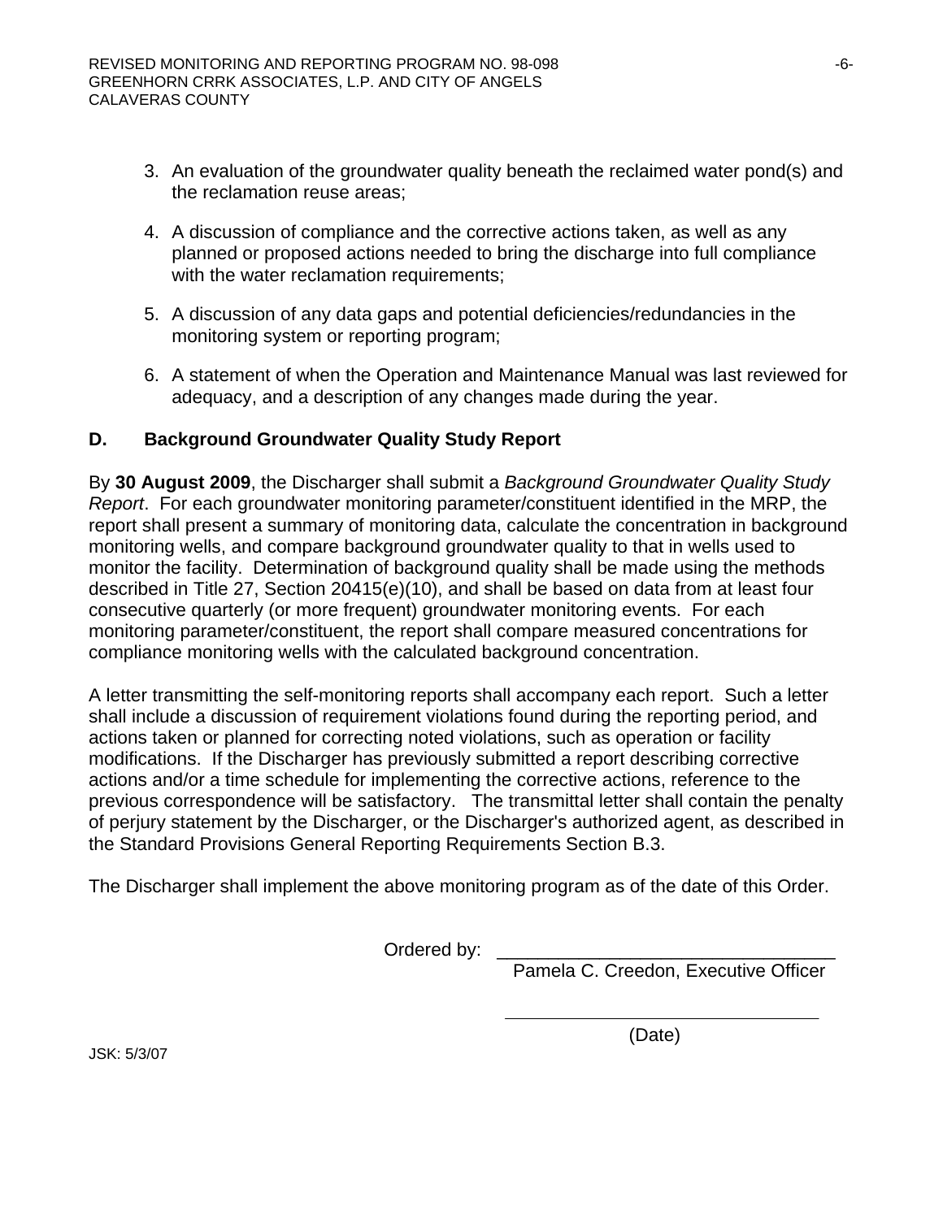3. An evaluation of the groundwater quality beneath the reclaimed water pond(s) and the reclamation reuse areas;

4. A discussion of compliance and the corrective actions taken, as well as any planned or proposed actions needed to bring the discharge into full compliance with the water reclamation requirements;

5. A discussion of any data gaps and potential deficiencies/redundancies in the monitoring system or reporting program;

6. A statement of when the Operation and Maintenance Manual was last reviewed for adequacy, and a description of any changes made during the year.

## D. Background Groundwater Quality Study Report

By **30 August 2009**, the Discharger shall submit a *Background Groundwater Quality Study Report*. For each groundwater monitoring parameter/constituent identified in the MRP, the report shall present a summary of monitoring data, calculate the concentration in background monitoring wells, and compare background groundwater quality to that in wells used to monitor the facility. Determination of background quality shall be made using the methods described in Title 27, Section 20415(e)(10), and shall be based on data from at least four consecutive quarterly (or more frequent) groundwater monitoring events. For each monitoring parameter/constituent, the report shall compare measured concentrations for compliance monitoring wells with the calculated background concentration.

A letter transmitting the self-monitoring reports shall accompany each report. Such a letter shall include a discussion of requirement violations found during the reporting period, and actions taken or planned for correcting noted violations, such as operation or facility modifications. If the Discharger has previously submitted a report describing corrective actions and/or a time schedule for implementing the corrective actions, reference to the previous correspondence will be satisfactory. The transmittal letter shall contain the penalty of perjury statement by the Discharger, or the Discharger's authorized agent, as described in the Standard Provisions General Reporting Requirements Section B.3.

The Discharger shall implement the above monitoring program as of the date of this Order.

Ordered by: ________________________________
Pamela C. Creedon, Executive Officer

________________________________
(Date)

JSK: 5/3/07